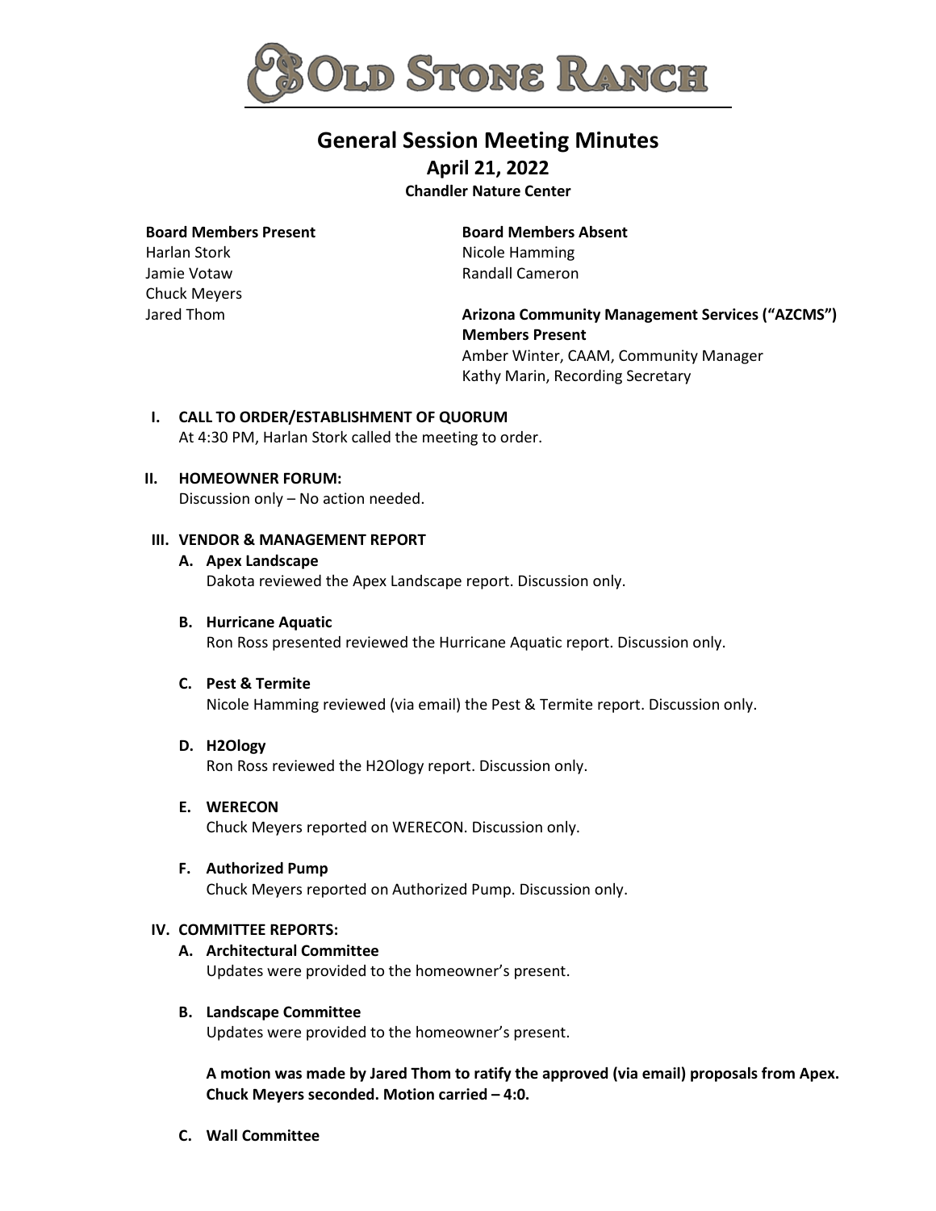# OLD STONE RANCH

## General Session Meeting Minutes

**April 21, 2022**

**Chandler Nature Center**

**Board Members Present**
Harlan Stork
Jamie Votaw
Chuck Meyers
Jared Thom

**Board Members Absent**
Nicole Hamming
Randall Cameron

**Arizona Community Management Services ("AZCMS") Members Present**
Amber Winter, CAAM, Community Manager
Kathy Marin, Recording Secretary

**I. CALL TO ORDER/ESTABLISHMENT OF QUORUM**
At 4:30 PM, Harlan Stork called the meeting to order.

**II. HOMEOWNER FORUM:**
Discussion only – No action needed.

**III. VENDOR & MANAGEMENT REPORT**

**A. Apex Landscape**
Dakota reviewed the Apex Landscape report. Discussion only.

**B. Hurricane Aquatic**
Ron Ross presented reviewed the Hurricane Aquatic report. Discussion only.

**C. Pest & Termite**
Nicole Hamming reviewed (via email) the Pest & Termite report. Discussion only.

**D. H2Ology**
Ron Ross reviewed the H2Ology report. Discussion only.

**E. WERECON**
Chuck Meyers reported on WERECON. Discussion only.

**F. Authorized Pump**
Chuck Meyers reported on Authorized Pump. Discussion only.

**IV. COMMITTEE REPORTS:**

**A. Architectural Committee**
Updates were provided to the homeowner's present.

**B. Landscape Committee**
Updates were provided to the homeowner's present.

**A motion was made by Jared Thom to ratify the approved (via email) proposals from Apex. Chuck Meyers seconded. Motion carried – 4:0.**

**C. Wall Committee**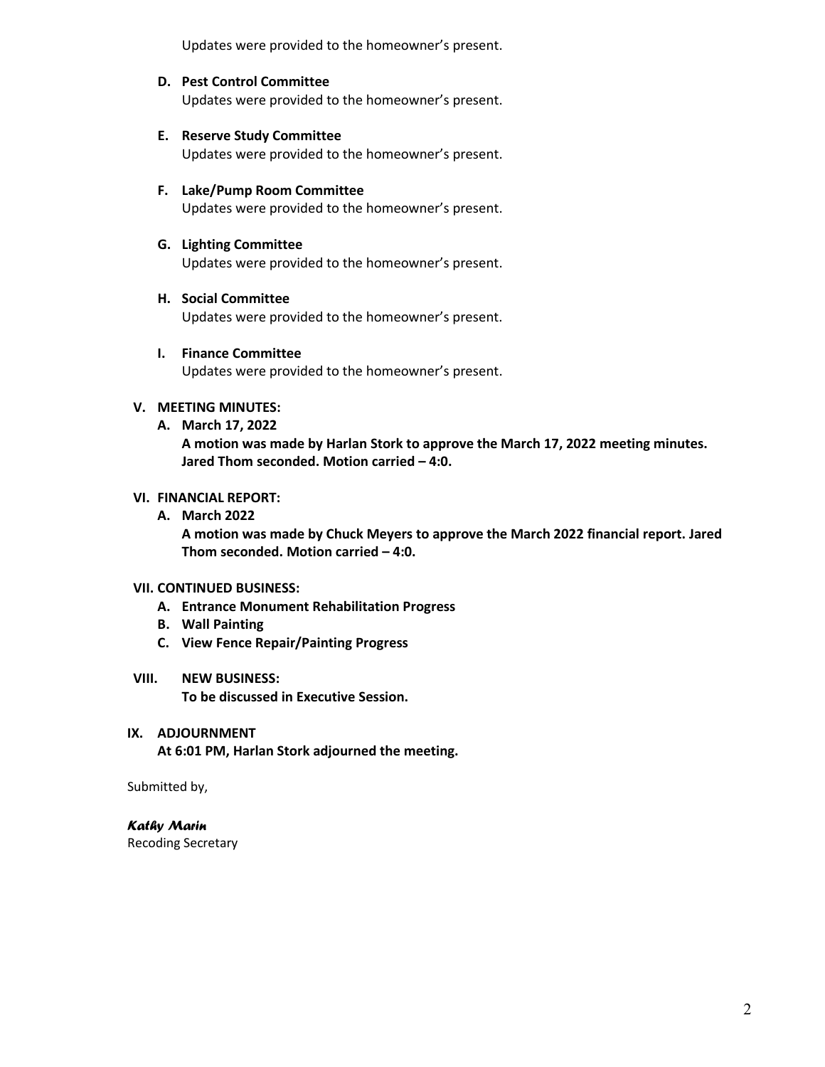Updates were provided to the homeowner's present.

**D. Pest Control Committee**
Updates were provided to the homeowner's present.

**E. Reserve Study Committee**
Updates were provided to the homeowner's present.

**F. Lake/Pump Room Committee**
Updates were provided to the homeowner's present.

**G. Lighting Committee**
Updates were provided to the homeowner's present.

**H. Social Committee**
Updates were provided to the homeowner's present.

**I. Finance Committee**
Updates were provided to the homeowner's present.

**V. MEETING MINUTES:**

**A. March 17, 2022**
**A motion was made by Harlan Stork to approve the March 17, 2022 meeting minutes. Jared Thom seconded. Motion carried – 4:0.**

**VI. FINANCIAL REPORT:**

**A. March 2022**
**A motion was made by Chuck Meyers to approve the March 2022 financial report. Jared Thom seconded. Motion carried – 4:0.**

**VII. CONTINUED BUSINESS:**

**A. Entrance Monument Rehabilitation Progress**
**B. Wall Painting**
**C. View Fence Repair/Painting Progress**

**VIII. NEW BUSINESS:**
**To be discussed in Executive Session.**

**IX. ADJOURNMENT**
**At 6:01 PM, Harlan Stork adjourned the meeting.**

Submitted by,

***Kathy Marin***
Recoding Secretary